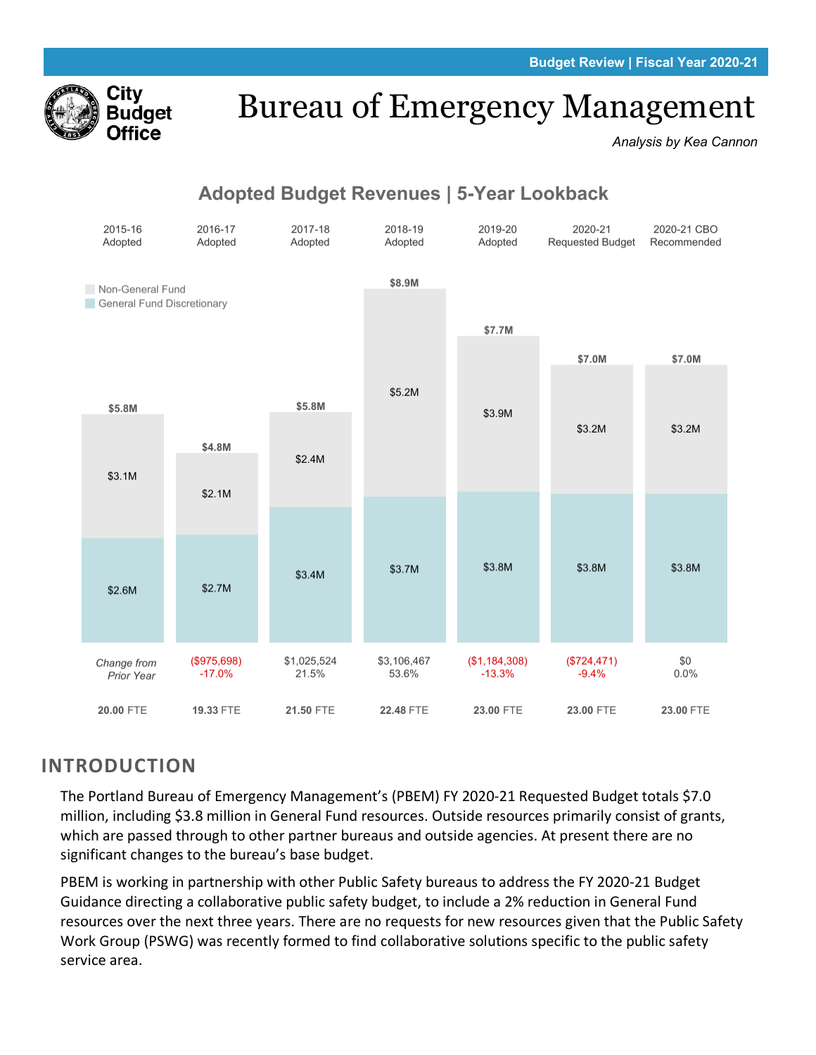Budget Review | Fiscal Year 2020-21

City Budget Office

# Bureau of Emergency Management

*Analysis by Kea Cannon*

## Adopted Budget Revenues | 5-Year Lookback

| | 2015-16 Adopted | 2016-17 Adopted | 2017-18 Adopted | 2018-19 Adopted | 2019-20 Adopted | 2020-21 Requested Budget | 2020-21 CBO Recommended |
|---|---|---|---|---|---|---|---|
| Total | $5.8M | $4.8M | $5.8M | $8.9M | $7.7M | $7.0M | $7.0M |
| Non-General Fund | $3.1M | $2.1M | $2.4M | $5.2M | $3.9M | $3.2M | $3.2M |
| General Fund Discretionary | $2.6M | $2.7M | $3.4M | $3.7M | $3.8M | $3.8M | $3.8M |
| *Change from Prior Year* | | ($975,698) -17.0% | $1,025,524 21.5% | $3,106,467 53.6% | ($1,184,308) -13.3% | ($724,471) -9.4% | $0 0.0% |
| FTE | **20.00** FTE | **19.33** FTE | **21.50** FTE | **22.48** FTE | **23.00** FTE | **23.00** FTE | **23.00** FTE |

## INTRODUCTION

The Portland Bureau of Emergency Management's (PBEM) FY 2020-21 Requested Budget totals $7.0 million, including $3.8 million in General Fund resources. Outside resources primarily consist of grants, which are passed through to other partner bureaus and outside agencies. At present there are no significant changes to the bureau's base budget.

PBEM is working in partnership with other Public Safety bureaus to address the FY 2020-21 Budget Guidance directing a collaborative public safety budget, to include a 2% reduction in General Fund resources over the next three years. There are no requests for new resources given that the Public Safety Work Group (PSWG) was recently formed to find collaborative solutions specific to the public safety service area.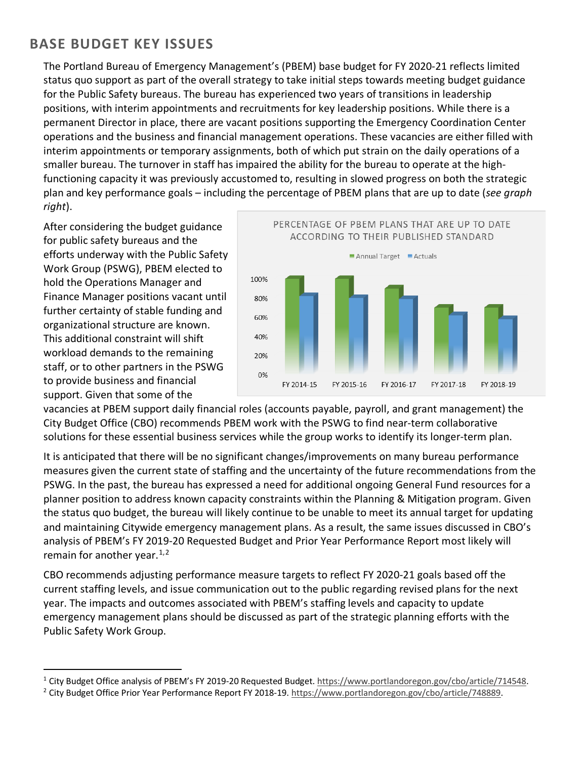## BASE BUDGET KEY ISSUES

The Portland Bureau of Emergency Management's (PBEM) base budget for FY 2020-21 reflects limited status quo support as part of the overall strategy to take initial steps towards meeting budget guidance for the Public Safety bureaus. The bureau has experienced two years of transitions in leadership positions, with interim appointments and recruitments for key leadership positions. While there is a permanent Director in place, there are vacant positions supporting the Emergency Coordination Center operations and the business and financial management operations. These vacancies are either filled with interim appointments or temporary assignments, both of which put strain on the daily operations of a smaller bureau. The turnover in staff has impaired the ability for the bureau to operate at the high-functioning capacity it was previously accustomed to, resulting in slowed progress on both the strategic plan and key performance goals – including the percentage of PBEM plans that are up to date (*see graph right*).

After considering the budget guidance for public safety bureaus and the efforts underway with the Public Safety Work Group (PSWG), PBEM elected to hold the Operations Manager and Finance Manager positions vacant until further certainty of stable funding and organizational structure are known. This additional constraint will shift workload demands to the remaining staff, or to other partners in the PSWG to provide business and financial support. Given that some of the vacancies at PBEM support daily financial roles (accounts payable, payroll, and grant management) the City Budget Office (CBO) recommends PBEM work with the PSWG to find near-term collaborative solutions for these essential business services while the group works to identify its longer-term plan.

PERCENTAGE OF PBEM PLANS THAT ARE UP TO DATE ACCORDING TO THEIR PUBLISHED STANDARD

Annual Target | Actuals

100%, 80%, 60%, 40%, 20%, 0%

FY 2014-15 | FY 2015-16 | FY 2016-17 | FY 2017-18 | FY 2018-19

It is anticipated that there will be no significant changes/improvements on many bureau performance measures given the current state of staffing and the uncertainty of the future recommendations from the PSWG. In the past, the bureau has expressed a need for additional ongoing General Fund resources for a planner position to address known capacity constraints within the Planning & Mitigation program. Given the status quo budget, the bureau will likely continue to be unable to meet its annual target for updating and maintaining Citywide emergency management plans. As a result, the same issues discussed in CBO's analysis of PBEM's FY 2019-20 Requested Budget and Prior Year Performance Report most likely will remain for another year.[1,2]

CBO recommends adjusting performance measure targets to reflect FY 2020-21 goals based off the current staffing levels, and issue communication out to the public regarding revised plans for the next year. The impacts and outcomes associated with PBEM's staffing levels and capacity to update emergency management plans should be discussed as part of the strategic planning efforts with the Public Safety Work Group.

---

[1] City Budget Office analysis of PBEM's FY 2019-20 Requested Budget. https://www.portlandoregon.gov/cbo/article/714548.

[2] City Budget Office Prior Year Performance Report FY 2018-19. https://www.portlandoregon.gov/cbo/article/748889.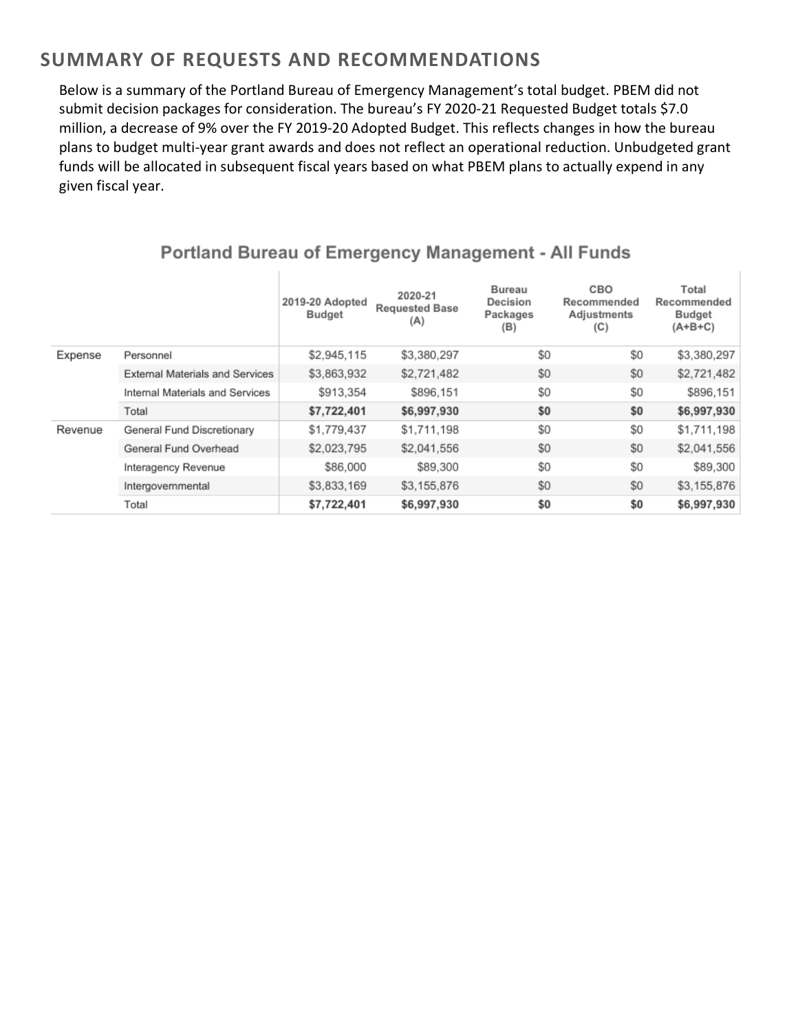## SUMMARY OF REQUESTS AND RECOMMENDATIONS

Below is a summary of the Portland Bureau of Emergency Management's total budget. PBEM did not submit decision packages for consideration. The bureau's FY 2020-21 Requested Budget totals $7.0 million, a decrease of 9% over the FY 2019-20 Adopted Budget. This reflects changes in how the bureau plans to budget multi-year grant awards and does not reflect an operational reduction. Unbudgeted grant funds will be allocated in subsequent fiscal years based on what PBEM plans to actually expend in any given fiscal year.

### Portland Bureau of Emergency Management - All Funds

| | | 2019-20 Adopted Budget | 2020-21 Requested Base (A) | Bureau Decision Packages (B) | CBO Recommended Adjustments (C) | Total Recommended Budget (A+B+C) |
|---|---|---|---|---|---|---|
| Expense | Personnel | $2,945,115 | $3,380,297 | $0 | $0 | $3,380,297 |
| | External Materials and Services | $3,863,932 | $2,721,482 | $0 | $0 | $2,721,482 |
| | Internal Materials and Services | $913,354 | $896,151 | $0 | $0 | $896,151 |
| | Total | **$7,722,401** | **$6,997,930** | **$0** | **$0** | **$6,997,930** |
| Revenue | General Fund Discretionary | $1,779,437 | $1,711,198 | $0 | $0 | $1,711,198 |
| | General Fund Overhead | $2,023,795 | $2,041,556 | $0 | $0 | $2,041,556 |
| | Interagency Revenue | $86,000 | $89,300 | $0 | $0 | $89,300 |
| | Intergovernmental | $3,833,169 | $3,155,876 | $0 | $0 | $3,155,876 |
| | Total | **$7,722,401** | **$6,997,930** | **$0** | **$0** | **$6,997,930** |